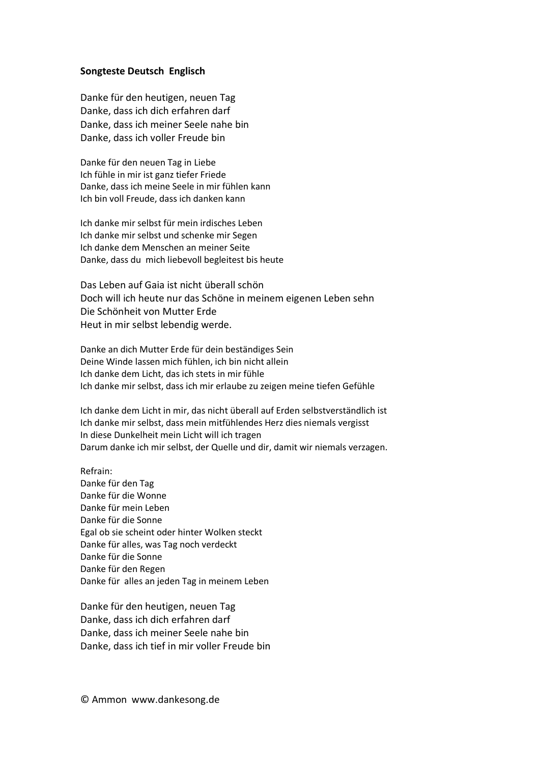**Songteste Deutsch Englisch**

Danke für den heutigen, neuen Tag
Danke, dass ich dich erfahren darf
Danke, dass ich meiner Seele nahe bin
Danke, dass ich voller Freude bin

Danke für den neuen Tag in Liebe
Ich fühle in mir ist ganz tiefer Friede
Danke, dass ich meine Seele in mir fühlen kann
Ich bin voll Freude, dass ich danken kann

Ich danke mir selbst für mein irdisches Leben
Ich danke mir selbst und schenke mir Segen
Ich danke dem Menschen an meiner Seite
Danke, dass du mich liebevoll begleitest bis heute

Das Leben auf Gaia ist nicht überall schön
Doch will ich heute nur das Schöne in meinem eigenen Leben sehn
Die Schönheit von Mutter Erde
Heut in mir selbst lebendig werde.

Danke an dich Mutter Erde für dein beständiges Sein
Deine Winde lassen mich fühlen, ich bin nicht allein
Ich danke dem Licht, das ich stets in mir fühle
Ich danke mir selbst, dass ich mir erlaube zu zeigen meine tiefen Gefühle

Ich danke dem Licht in mir, das nicht überall auf Erden selbstverständlich ist
Ich danke mir selbst, dass mein mitfühlendes Herz dies niemals vergisst
In diese Dunkelheit mein Licht will ich tragen
Darum danke ich mir selbst, der Quelle und dir, damit wir niemals verzagen.

Refrain:
Danke für den Tag
Danke für die Wonne
Danke für mein Leben
Danke für die Sonne
Egal ob sie scheint oder hinter Wolken steckt
Danke für alles, was Tag noch verdeckt
Danke für die Sonne
Danke für den Regen
Danke für alles an jeden Tag in meinem Leben

Danke für den heutigen, neuen Tag
Danke, dass ich dich erfahren darf
Danke, dass ich meiner Seele nahe bin
Danke, dass ich tief in mir voller Freude bin

© Ammon www.dankesong.de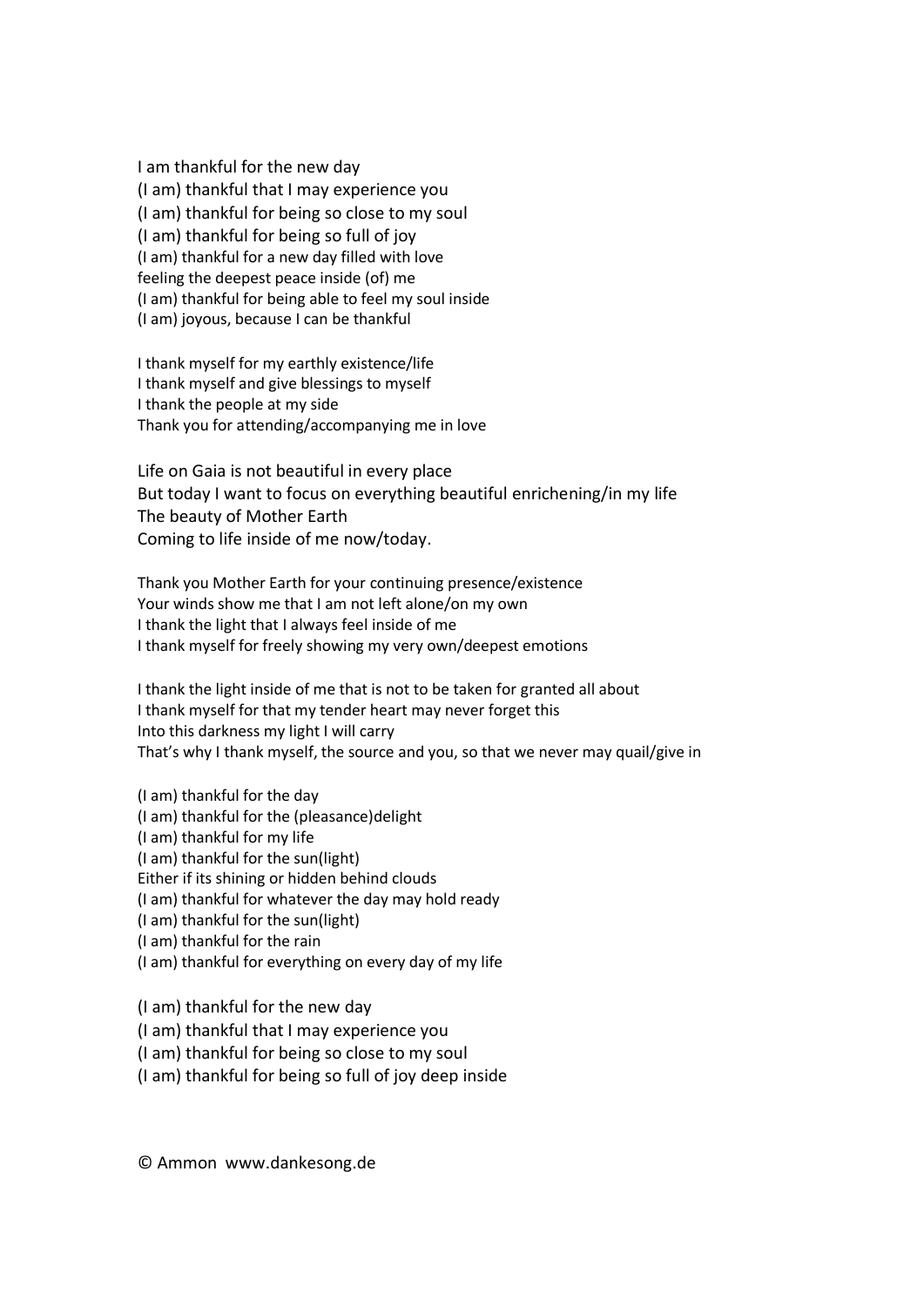I am thankful for the new day
(I am) thankful that I may experience you
(I am) thankful for being so close to my soul
(I am) thankful for being so full of joy
(I am) thankful for a new day filled with love
feeling the deepest peace inside (of) me
(I am) thankful for being able to feel my soul inside
(I am) joyous, because I can be thankful

I thank myself for my earthly existence/life
I thank myself and give blessings to myself
I thank the people at my side
Thank you for attending/accompanying me in love

Life on Gaia is not beautiful in every place
But today I want to focus on everything beautiful enrichening/in my life
The beauty of Mother Earth
Coming to life inside of me now/today.

Thank you Mother Earth for your continuing presence/existence
Your winds show me that I am not left alone/on my own
I thank the light that I always feel inside of me
I thank myself for freely showing my very own/deepest emotions

I thank the light inside of me that is not to be taken for granted all about
I thank myself for that my tender heart may never forget this
Into this darkness my light I will carry
That's why I thank myself, the source and you, so that we never may quail/give in

(I am) thankful for the day
(I am) thankful for the (pleasance)delight
(I am) thankful for my life
(I am) thankful for the sun(light)
Either if its shining or hidden behind clouds
(I am) thankful for whatever the day may hold ready
(I am) thankful for the sun(light)
(I am) thankful for the rain
(I am) thankful for everything on every day of my life

(I am) thankful for the new day
(I am) thankful that I may experience you
(I am) thankful for being so close to my soul
(I am) thankful for being so full of joy deep inside

© Ammon www.dankesong.de